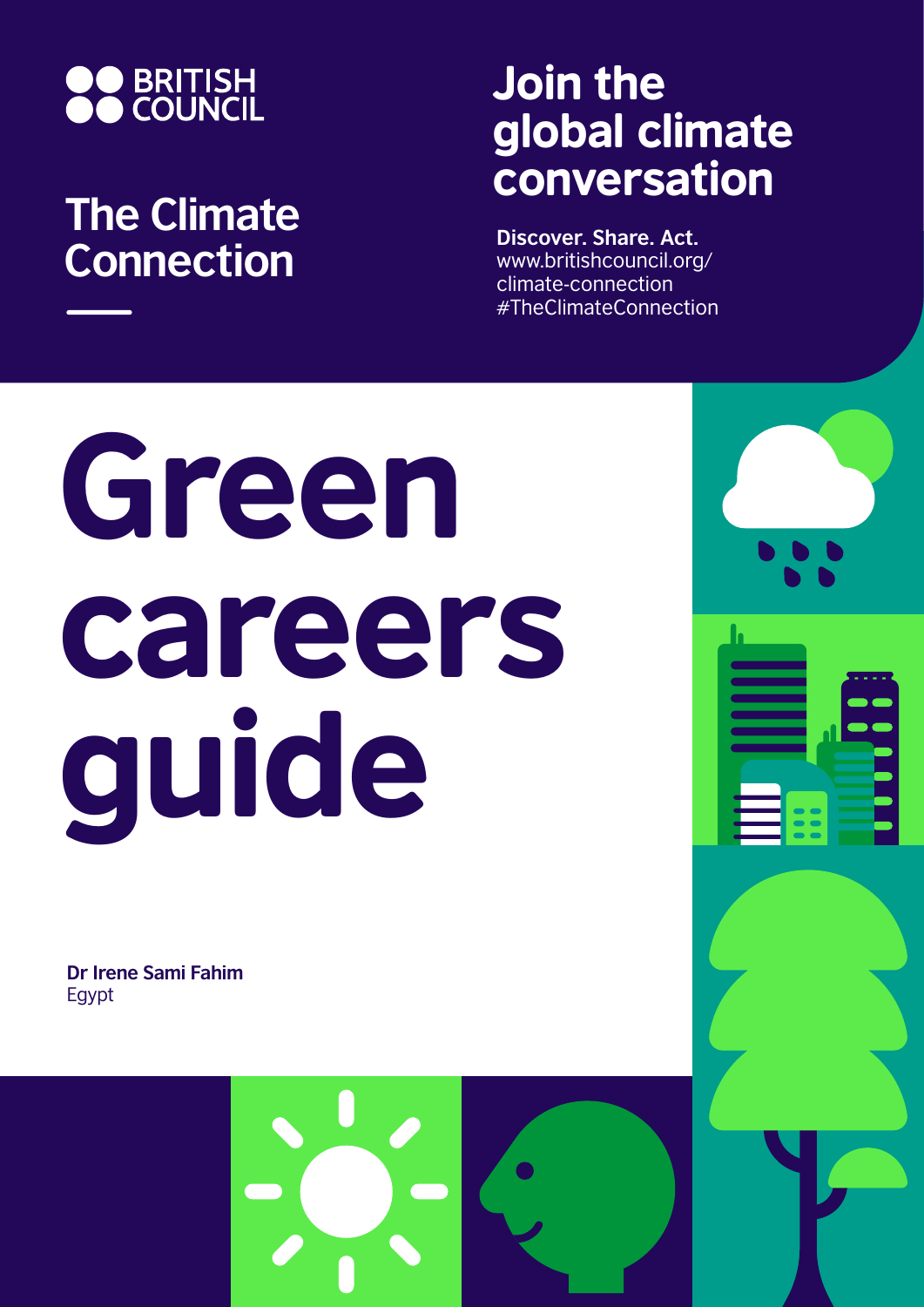BRITISH COUNCIL

## The Climate Connection

## Join the global climate conversation

**Discover. Share. Act.**
www.britishcouncil.org/climate-connection
#TheClimateConnection

# Green careers guide

**Dr Irene Sami Fahim**
Egypt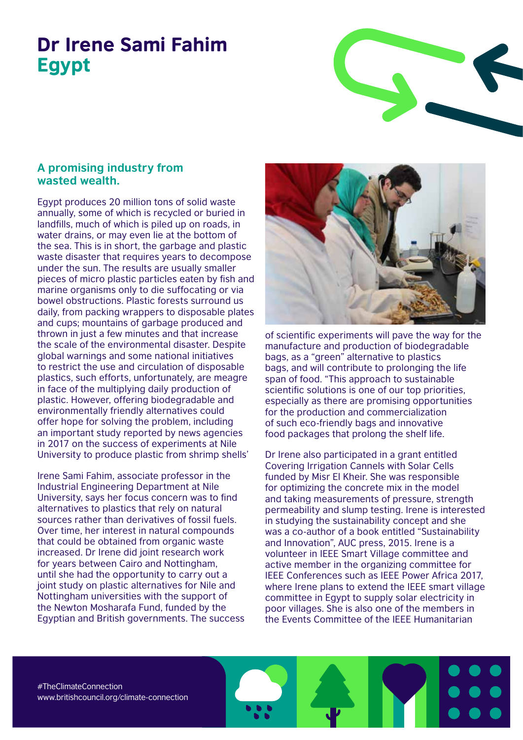# Dr Irene Sami Fahim
## Egypt

### A promising industry from wasted wealth.

Egypt produces 20 million tons of solid waste annually, some of which is recycled or buried in landfills, much of which is piled up on roads, in water drains, or may even lie at the bottom of the sea. This is in short, the garbage and plastic waste disaster that requires years to decompose under the sun. The results are usually smaller pieces of micro plastic particles eaten by fish and marine organisms only to die suffocating or via bowel obstructions. Plastic forests surround us daily, from packing wrappers to disposable plates and cups; mountains of garbage produced and thrown in just a few minutes and that increase the scale of the environmental disaster. Despite global warnings and some national initiatives to restrict the use and circulation of disposable plastics, such efforts, unfortunately, are meagre in face of the multiplying daily production of plastic. However, offering biodegradable and environmentally friendly alternatives could offer hope for solving the problem, including an important study reported by news agencies in 2017 on the success of experiments at Nile University to produce plastic from shrimp shells'

Irene Sami Fahim, associate professor in the Industrial Engineering Department at Nile University, says her focus concern was to find alternatives to plastics that rely on natural sources rather than derivatives of fossil fuels. Over time, her interest in natural compounds that could be obtained from organic waste increased. Dr Irene did joint research work for years between Cairo and Nottingham, until she had the opportunity to carry out a joint study on plastic alternatives for Nile and Nottingham universities with the support of the Newton Mosharafa Fund, funded by the Egyptian and British governments. The success of scientific experiments will pave the way for the manufacture and production of biodegradable bags, as a "green" alternative to plastics bags, and will contribute to prolonging the life span of food. "This approach to sustainable scientific solutions is one of our top priorities, especially as there are promising opportunities for the production and commercialization of such eco-friendly bags and innovative food packages that prolong the shelf life.

Dr Irene also participated in a grant entitled Covering Irrigation Cannels with Solar Cells funded by Misr El Kheir. She was responsible for optimizing the concrete mix in the model and taking measurements of pressure, strength permeability and slump testing. Irene is interested in studying the sustainability concept and she was a co-author of a book entitled "Sustainability and Innovation", AUC press, 2015. Irene is a volunteer in IEEE Smart Village committee and active member in the organizing committee for IEEE Conferences such as IEEE Power Africa 2017, where Irene plans to extend the IEEE smart village committee in Egypt to supply solar electricity in poor villages. She is also one of the members in the Events Committee of the IEEE Humanitarian

#TheClimateConnection
www.britishcouncil.org/climate-connection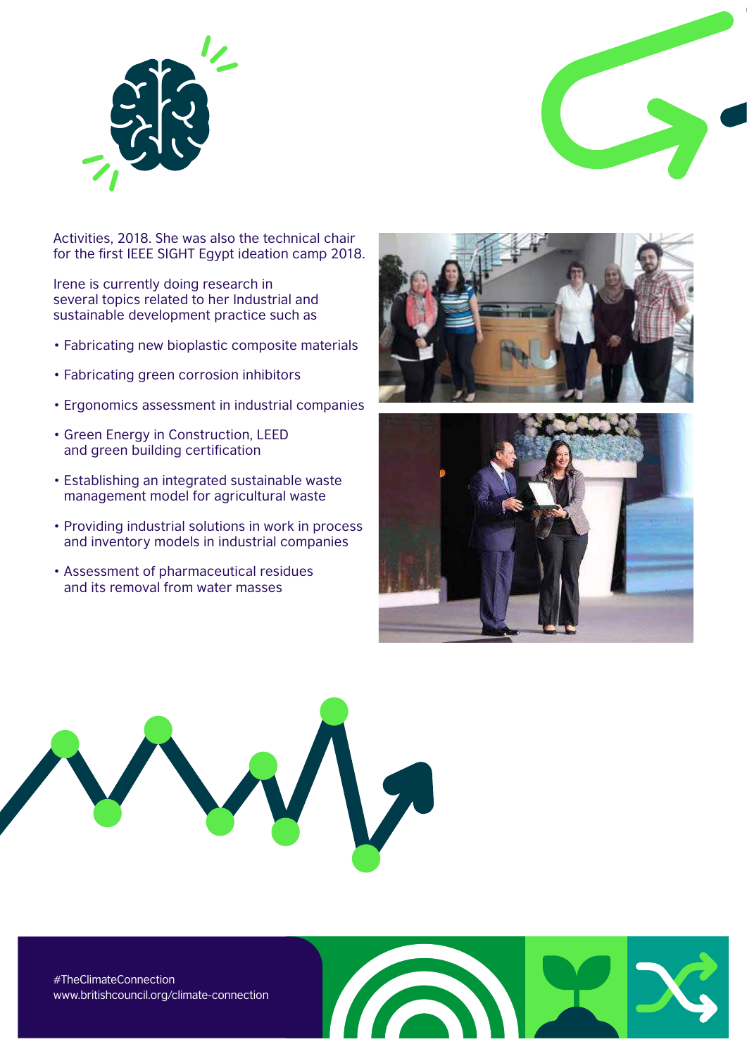Activities, 2018. She was also the technical chair for the first IEEE SIGHT Egypt ideation camp 2018.

Irene is currently doing research in several topics related to her Industrial and sustainable development practice such as

- Fabricating new bioplastic composite materials
- Fabricating green corrosion inhibitors
- Ergonomics assessment in industrial companies
- Green Energy in Construction, LEED and green building certification
- Establishing an integrated sustainable waste management model for agricultural waste
- Providing industrial solutions in work in process and inventory models in industrial companies
- Assessment of pharmaceutical residues and its removal from water masses

#TheClimateConnection
www.britishcouncil.org/climate-connection